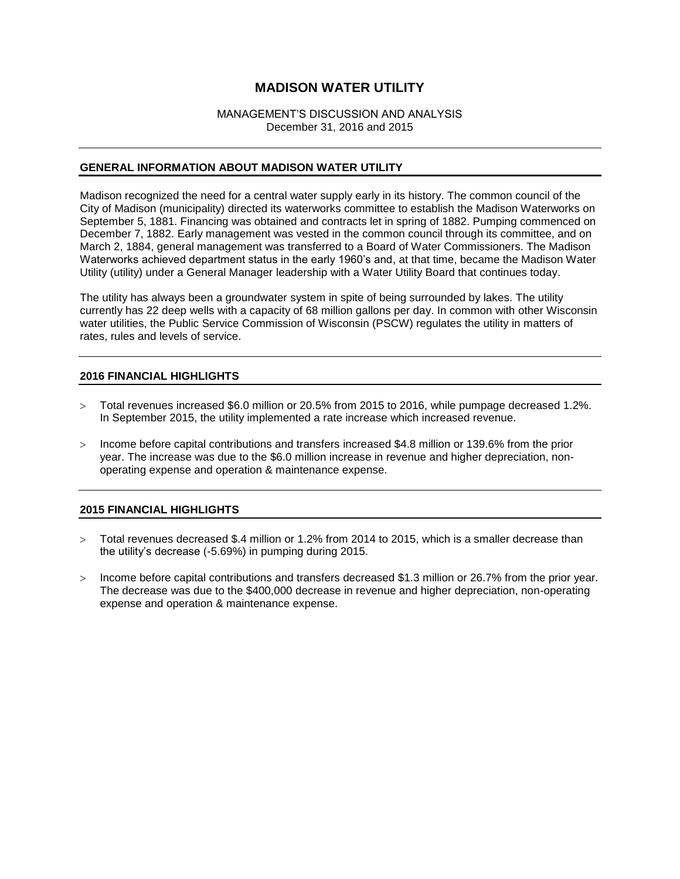# MADISON WATER UTILITY

MANAGEMENT'S DISCUSSION AND ANALYSIS
December 31, 2016 and 2015

## GENERAL INFORMATION ABOUT MADISON WATER UTILITY

Madison recognized the need for a central water supply early in its history. The common council of the City of Madison (municipality) directed its waterworks committee to establish the Madison Waterworks on September 5, 1881. Financing was obtained and contracts let in spring of 1882. Pumping commenced on December 7, 1882. Early management was vested in the common council through its committee, and on March 2, 1884, general management was transferred to a Board of Water Commissioners. The Madison Waterworks achieved department status in the early 1960's and, at that time, became the Madison Water Utility (utility) under a General Manager leadership with a Water Utility Board that continues today.

The utility has always been a groundwater system in spite of being surrounded by lakes. The utility currently has 22 deep wells with a capacity of 68 million gallons per day. In common with other Wisconsin water utilities, the Public Service Commission of Wisconsin (PSCW) regulates the utility in matters of rates, rules and levels of service.

## 2016 FINANCIAL HIGHLIGHTS

- Total revenues increased $6.0 million or 20.5% from 2015 to 2016, while pumpage decreased 1.2%. In September 2015, the utility implemented a rate increase which increased revenue.
- Income before capital contributions and transfers increased $4.8 million or 139.6% from the prior year. The increase was due to the $6.0 million increase in revenue and higher depreciation, non-operating expense and operation & maintenance expense.

## 2015 FINANCIAL HIGHLIGHTS

- Total revenues decreased $.4 million or 1.2% from 2014 to 2015, which is a smaller decrease than the utility's decrease (-5.69%) in pumping during 2015.
- Income before capital contributions and transfers decreased $1.3 million or 26.7% from the prior year. The decrease was due to the $400,000 decrease in revenue and higher depreciation, non-operating expense and operation & maintenance expense.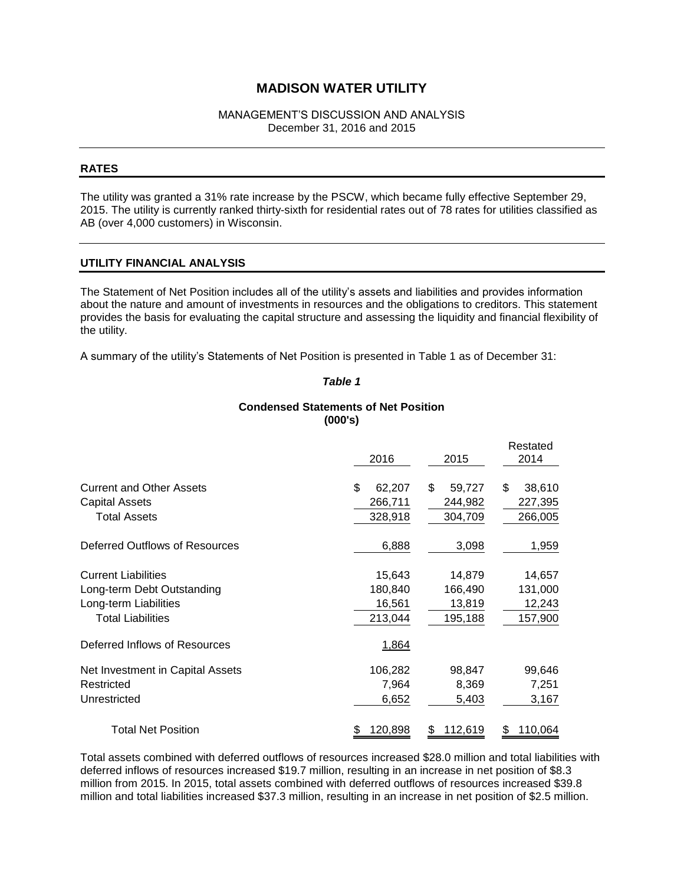# MADISON WATER UTILITY

MANAGEMENT'S DISCUSSION AND ANALYSIS
December 31, 2016 and 2015

## RATES

The utility was granted a 31% rate increase by the PSCW, which became fully effective September 29, 2015. The utility is currently ranked thirty-sixth for residential rates out of 78 rates for utilities classified as AB (over 4,000 customers) in Wisconsin.

## UTILITY FINANCIAL ANALYSIS

The Statement of Net Position includes all of the utility's assets and liabilities and provides information about the nature and amount of investments in resources and the obligations to creditors. This statement provides the basis for evaluating the capital structure and assessing the liquidity and financial flexibility of the utility.

A summary of the utility's Statements of Net Position is presented in Table 1 as of December 31:

***Table 1***

**Condensed Statements of Net Position (000's)**

| | 2016 | 2015 | Restated 2014 |
|---|---|---|---|
| Current and Other Assets | $ 62,207 | $ 59,727 | $ 38,610 |
| Capital Assets | 266,711 | 244,982 | 227,395 |
| Total Assets | 328,918 | 304,709 | 266,005 |
| Deferred Outflows of Resources | 6,888 | 3,098 | 1,959 |
| Current Liabilities | 15,643 | 14,879 | 14,657 |
| Long-term Debt Outstanding | 180,840 | 166,490 | 131,000 |
| Long-term Liabilities | 16,561 | 13,819 | 12,243 |
| Total Liabilities | 213,044 | 195,188 | 157,900 |
| Deferred Inflows of Resources | 1,864 | | |
| Net Investment in Capital Assets | 106,282 | 98,847 | 99,646 |
| Restricted | 7,964 | 8,369 | 7,251 |
| Unrestricted | 6,652 | 5,403 | 3,167 |
| Total Net Position | $ 120,898 | $ 112,619 | $ 110,064 |

Total assets combined with deferred outflows of resources increased \$28.0 million and total liabilities with deferred inflows of resources increased \$19.7 million, resulting in an increase in net position of \$8.3 million from 2015. In 2015, total assets combined with deferred outflows of resources increased \$39.8 million and total liabilities increased \$37.3 million, resulting in an increase in net position of \$2.5 million.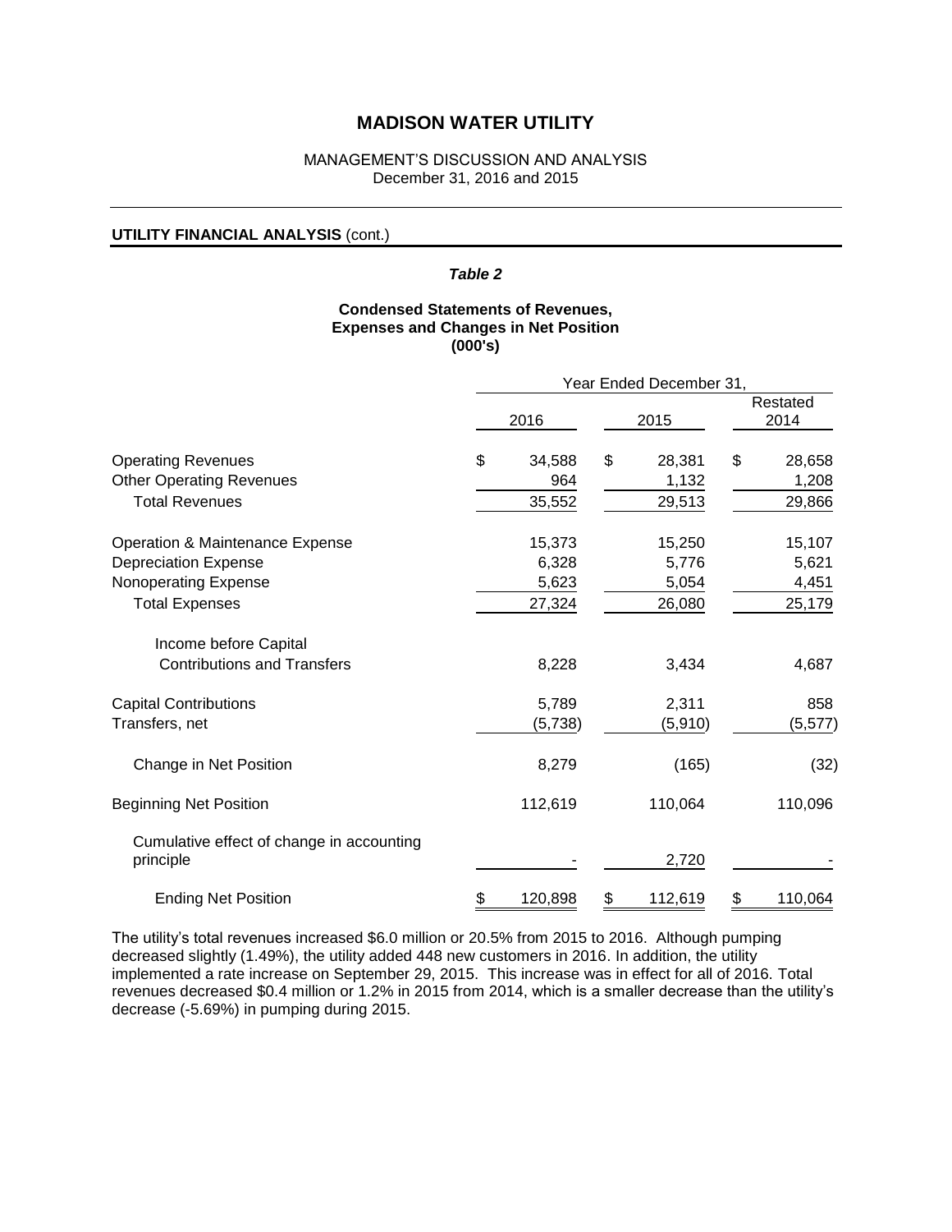# MADISON WATER UTILITY

MANAGEMENT'S DISCUSSION AND ANALYSIS
December 31, 2016 and 2015

**UTILITY FINANCIAL ANALYSIS** (cont.)

***Table 2***

**Condensed Statements of Revenues, Expenses and Changes in Net Position (000's)**

| | Year Ended December 31, | | |
|---|---|---|---|
| | 2016 | 2015 | Restated 2014 |
| Operating Revenues | $ 34,588 | $ 28,381 | $ 28,658 |
| Other Operating Revenues | 964 | 1,132 | 1,208 |
| Total Revenues | 35,552 | 29,513 | 29,866 |
| Operation & Maintenance Expense | 15,373 | 15,250 | 15,107 |
| Depreciation Expense | 6,328 | 5,776 | 5,621 |
| Nonoperating Expense | 5,623 | 5,054 | 4,451 |
| Total Expenses | 27,324 | 26,080 | 25,179 |
| Income before Capital Contributions and Transfers | 8,228 | 3,434 | 4,687 |
| Capital Contributions | 5,789 | 2,311 | 858 |
| Transfers, net | (5,738) | (5,910) | (5,577) |
| Change in Net Position | 8,279 | (165) | (32) |
| Beginning Net Position | 112,619 | 110,064 | 110,096 |
| Cumulative effect of change in accounting principle | - | 2,720 | - |
| Ending Net Position | $ 120,898 | $ 112,619 | $ 110,064 |

The utility's total revenues increased $6.0 million or 20.5% from 2015 to 2016. Although pumping decreased slightly (1.49%), the utility added 448 new customers in 2016. In addition, the utility implemented a rate increase on September 29, 2015. This increase was in effect for all of 2016. Total revenues decreased $0.4 million or 1.2% in 2015 from 2014, which is a smaller decrease than the utility's decrease (-5.69%) in pumping during 2015.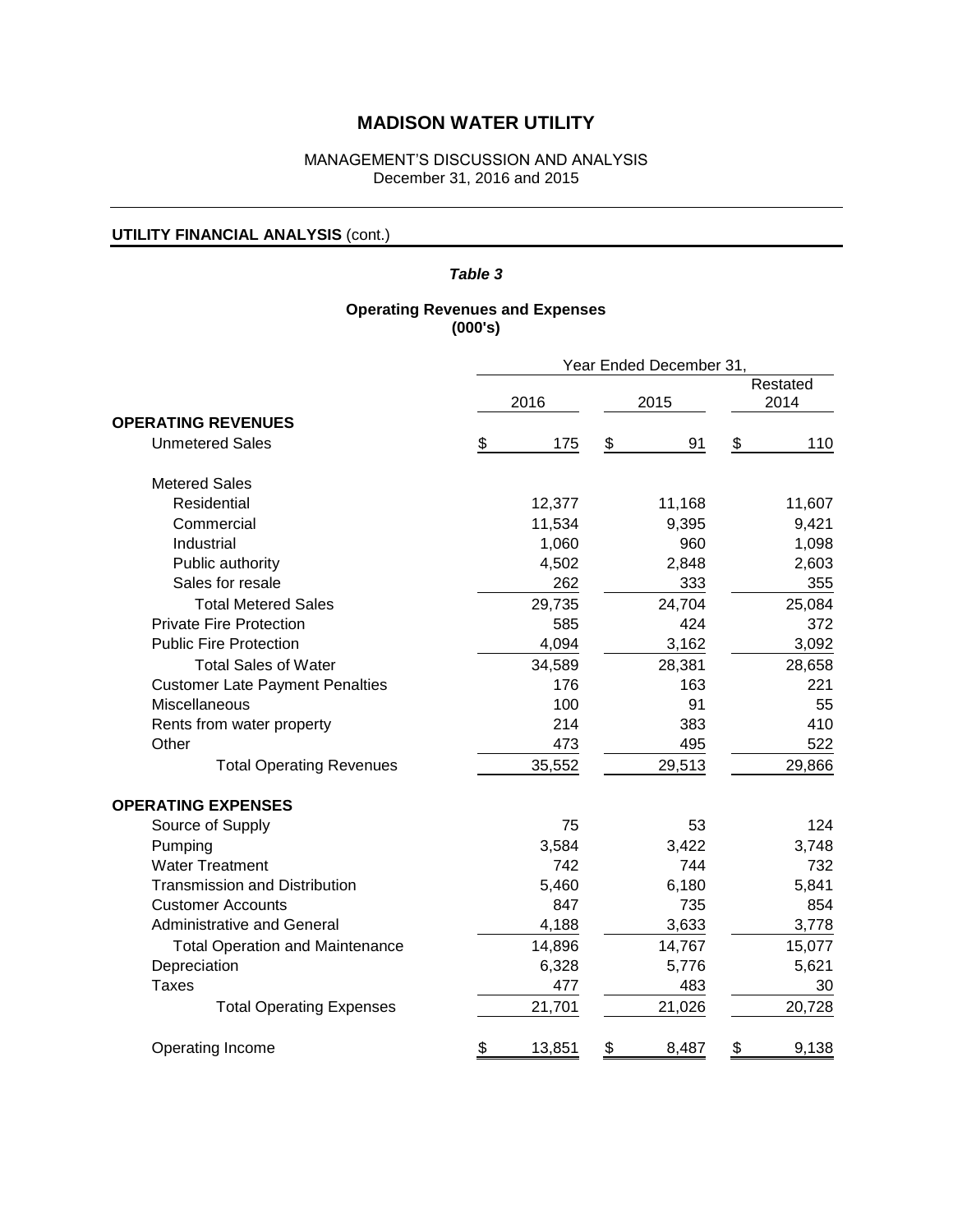# MADISON WATER UTILITY

MANAGEMENT'S DISCUSSION AND ANALYSIS
December 31, 2016 and 2015

**UTILITY FINANCIAL ANALYSIS** (cont.)

***Table 3***

**Operating Revenues and Expenses**
**(000's)**

| | Year Ended December 31, | | |
|---|---|---|---|
| | 2016 | 2015 | Restated 2014 |
| **OPERATING REVENUES** | | | |
| Unmetered Sales | $ 175 | $ 91 | $ 110 |
| Metered Sales | | | |
| Residential | 12,377 | 11,168 | 11,607 |
| Commercial | 11,534 | 9,395 | 9,421 |
| Industrial | 1,060 | 960 | 1,098 |
| Public authority | 4,502 | 2,848 | 2,603 |
| Sales for resale | 262 | 333 | 355 |
| Total Metered Sales | 29,735 | 24,704 | 25,084 |
| Private Fire Protection | 585 | 424 | 372 |
| Public Fire Protection | 4,094 | 3,162 | 3,092 |
| Total Sales of Water | 34,589 | 28,381 | 28,658 |
| Customer Late Payment Penalties | 176 | 163 | 221 |
| Miscellaneous | 100 | 91 | 55 |
| Rents from water property | 214 | 383 | 410 |
| Other | 473 | 495 | 522 |
| Total Operating Revenues | 35,552 | 29,513 | 29,866 |
| **OPERATING EXPENSES** | | | |
| Source of Supply | 75 | 53 | 124 |
| Pumping | 3,584 | 3,422 | 3,748 |
| Water Treatment | 742 | 744 | 732 |
| Transmission and Distribution | 5,460 | 6,180 | 5,841 |
| Customer Accounts | 847 | 735 | 854 |
| Administrative and General | 4,188 | 3,633 | 3,778 |
| Total Operation and Maintenance | 14,896 | 14,767 | 15,077 |
| Depreciation | 6,328 | 5,776 | 5,621 |
| Taxes | 477 | 483 | 30 |
| Total Operating Expenses | 21,701 | 21,026 | 20,728 |
| Operating Income | $ 13,851 | $ 8,487 | $ 9,138 |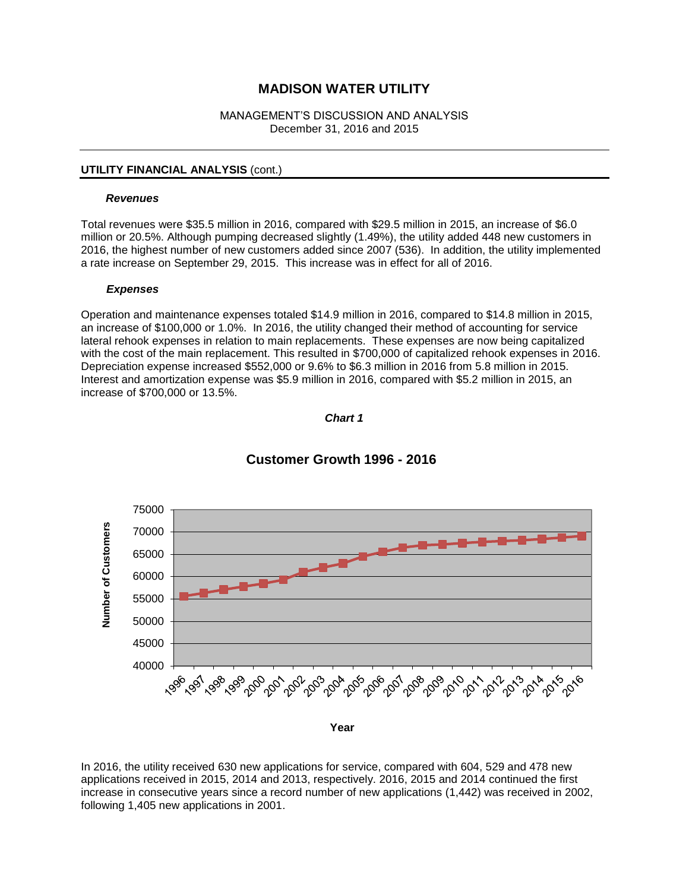## UTILITY FINANCIAL ANALYSIS (cont.)

### *Revenues*

Total revenues were $35.5 million in 2016, compared with $29.5 million in 2015, an increase of $6.0 million or 20.5%. Although pumping decreased slightly (1.49%), the utility added 448 new customers in 2016, the highest number of new customers added since 2007 (536). In addition, the utility implemented a rate increase on September 29, 2015. This increase was in effect for all of 2016.

### *Expenses*

Operation and maintenance expenses totaled $14.9 million in 2016, compared to $14.8 million in 2015, an increase of $100,000 or 1.0%. In 2016, the utility changed their method of accounting for service lateral rehook expenses in relation to main replacements. These expenses are now being capitalized with the cost of the main replacement. This resulted in $700,000 of capitalized rehook expenses in 2016. Depreciation expense increased $552,000 or 9.6% to $6.3 million in 2016 from 5.8 million in 2015. Interest and amortization expense was $5.9 million in 2016, compared with $5.2 million in 2015, an increase of $700,000 or 13.5%.

*Chart 1*

**Customer Growth 1996 - 2016**

In 2016, the utility received 630 new applications for service, compared with 604, 529 and 478 new applications received in 2015, 2014 and 2013, respectively. 2016, 2015 and 2014 continued the first increase in consecutive years since a record number of new applications (1,442) was received in 2002, following 1,405 new applications in 2001.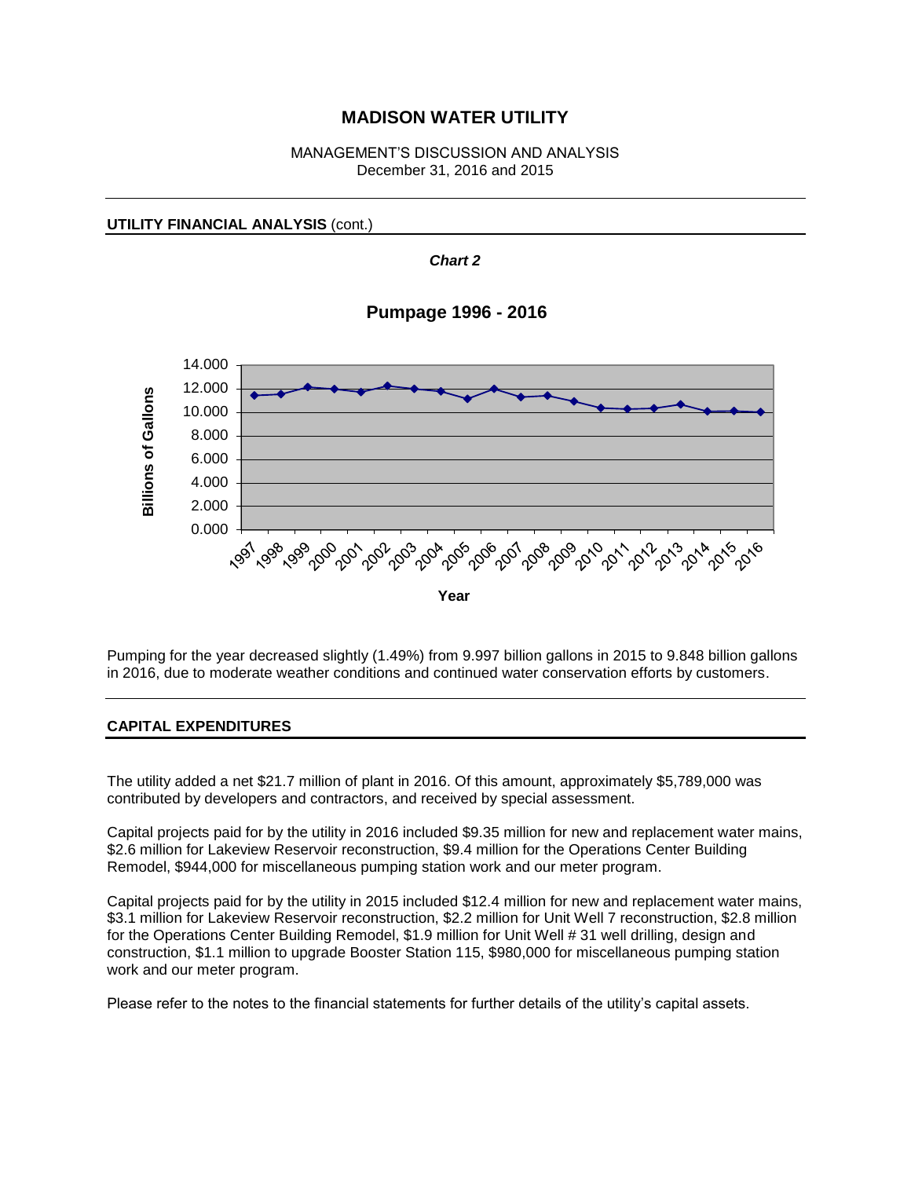# MADISON WATER UTILITY

MANAGEMENT'S DISCUSSION AND ANALYSIS
December 31, 2016 and 2015

**UTILITY FINANCIAL ANALYSIS** (cont.)

***Chart 2***

**Pumpage 1996 - 2016**

Pumping for the year decreased slightly (1.49%) from 9.997 billion gallons in 2015 to 9.848 billion gallons in 2016, due to moderate weather conditions and continued water conservation efforts by customers.

## CAPITAL EXPENDITURES

The utility added a net $21.7 million of plant in 2016. Of this amount, approximately $5,789,000 was contributed by developers and contractors, and received by special assessment.

Capital projects paid for by the utility in 2016 included $9.35 million for new and replacement water mains, $2.6 million for Lakeview Reservoir reconstruction, $9.4 million for the Operations Center Building Remodel, $944,000 for miscellaneous pumping station work and our meter program.

Capital projects paid for by the utility in 2015 included $12.4 million for new and replacement water mains, $3.1 million for Lakeview Reservoir reconstruction, $2.2 million for Unit Well 7 reconstruction, $2.8 million for the Operations Center Building Remodel, $1.9 million for Unit Well # 31 well drilling, design and construction, $1.1 million to upgrade Booster Station 115, $980,000 for miscellaneous pumping station work and our meter program.

Please refer to the notes to the financial statements for further details of the utility's capital assets.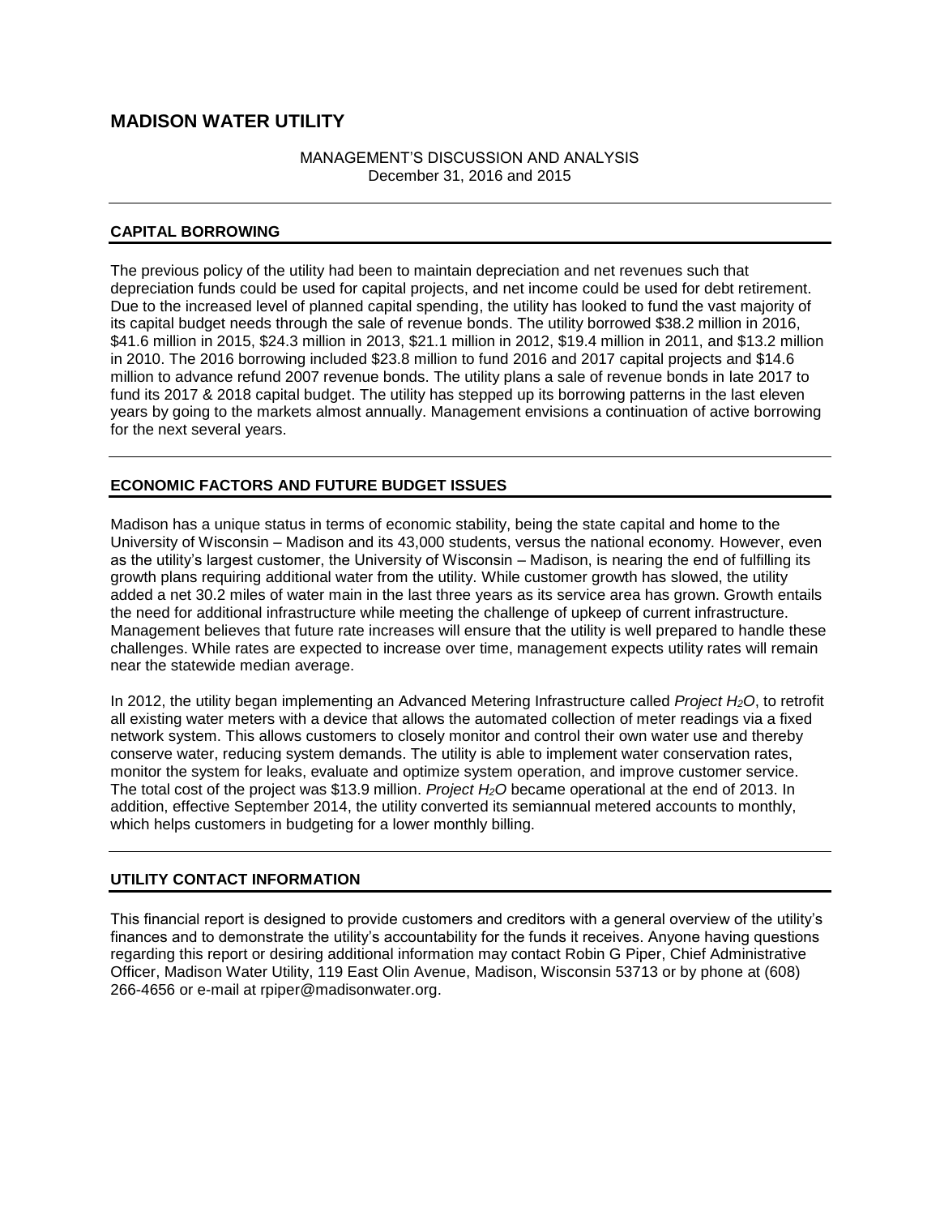# MADISON WATER UTILITY

MANAGEMENT'S DISCUSSION AND ANALYSIS
December 31, 2016 and 2015

## CAPITAL BORROWING

The previous policy of the utility had been to maintain depreciation and net revenues such that depreciation funds could be used for capital projects, and net income could be used for debt retirement. Due to the increased level of planned capital spending, the utility has looked to fund the vast majority of its capital budget needs through the sale of revenue bonds. The utility borrowed $38.2 million in 2016, $41.6 million in 2015, $24.3 million in 2013, $21.1 million in 2012, $19.4 million in 2011, and $13.2 million in 2010. The 2016 borrowing included $23.8 million to fund 2016 and 2017 capital projects and $14.6 million to advance refund 2007 revenue bonds. The utility plans a sale of revenue bonds in late 2017 to fund its 2017 & 2018 capital budget. The utility has stepped up its borrowing patterns in the last eleven years by going to the markets almost annually. Management envisions a continuation of active borrowing for the next several years.

## ECONOMIC FACTORS AND FUTURE BUDGET ISSUES

Madison has a unique status in terms of economic stability, being the state capital and home to the University of Wisconsin – Madison and its 43,000 students, versus the national economy. However, even as the utility's largest customer, the University of Wisconsin – Madison, is nearing the end of fulfilling its growth plans requiring additional water from the utility. While customer growth has slowed, the utility added a net 30.2 miles of water main in the last three years as its service area has grown. Growth entails the need for additional infrastructure while meeting the challenge of upkeep of current infrastructure. Management believes that future rate increases will ensure that the utility is well prepared to handle these challenges. While rates are expected to increase over time, management expects utility rates will remain near the statewide median average.

In 2012, the utility began implementing an Advanced Metering Infrastructure called *Project $H_2O$*, to retrofit all existing water meters with a device that allows the automated collection of meter readings via a fixed network system. This allows customers to closely monitor and control their own water use and thereby conserve water, reducing system demands. The utility is able to implement water conservation rates, monitor the system for leaks, evaluate and optimize system operation, and improve customer service. The total cost of the project was $13.9 million. *Project $H_2O$* became operational at the end of 2013. In addition, effective September 2014, the utility converted its semiannual metered accounts to monthly, which helps customers in budgeting for a lower monthly billing.

## UTILITY CONTACT INFORMATION

This financial report is designed to provide customers and creditors with a general overview of the utility's finances and to demonstrate the utility's accountability for the funds it receives. Anyone having questions regarding this report or desiring additional information may contact Robin G Piper, Chief Administrative Officer, Madison Water Utility, 119 East Olin Avenue, Madison, Wisconsin 53713 or by phone at (608) 266-4656 or e-mail at rpiper@madisonwater.org.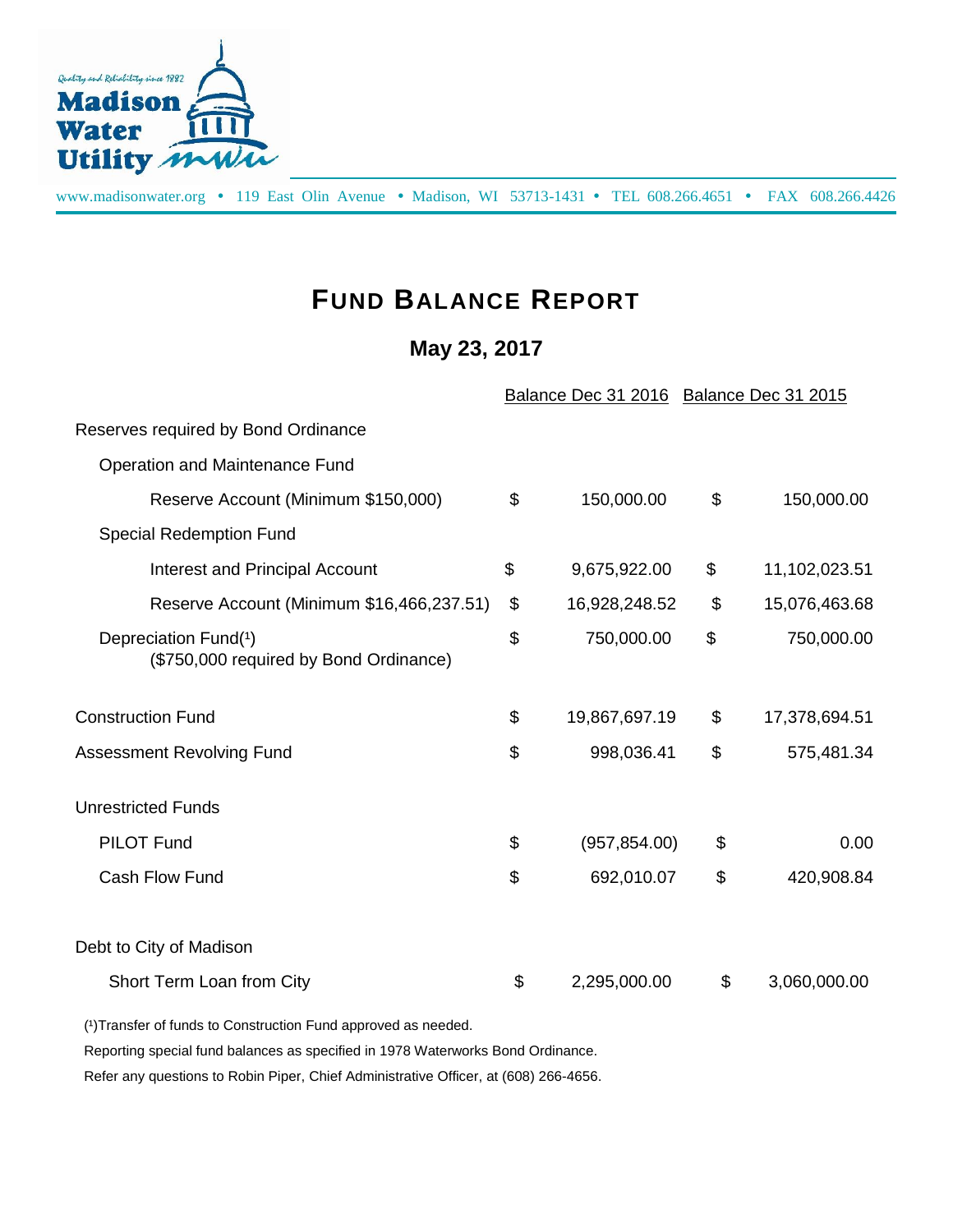Quality and Reliability since 1882

**Madison Water Utility**

www.madisonwater.org • 119 East Olin Avenue • Madison, WI 53713-1431 • TEL 608.266.4651 • FAX 608.266.4426

# FUND BALANCE REPORT

## May 23, 2017

| | Balance Dec 31 2016 | Balance Dec 31 2015 |
|---|---|---|
| Reserves required by Bond Ordinance | | |
| Operation and Maintenance Fund | | |
| Reserve Account (Minimum $150,000) | $ 150,000.00 | $ 150,000.00 |
| Special Redemption Fund | | |
| Interest and Principal Account | $ 9,675,922.00 | $ 11,102,023.51 |
| Reserve Account (Minimum $16,466,237.51) | $ 16,928,248.52 | $ 15,076,463.68 |
| Depreciation Fund[1] ($750,000 required by Bond Ordinance) | $ 750,000.00 | $ 750,000.00 |
| Construction Fund | $ 19,867,697.19 | $ 17,378,694.51 |
| Assessment Revolving Fund | $ 998,036.41 | $ 575,481.34 |
| Unrestricted Funds | | |
| PILOT Fund | $ (957,854.00) | $ 0.00 |
| Cash Flow Fund | $ 692,010.07 | $ 420,908.84 |
| Debt to City of Madison | | |
| Short Term Loan from City | $ 2,295,000.00 | $ 3,060,000.00 |

[1]Transfer of funds to Construction Fund approved as needed.

Reporting special fund balances as specified in 1978 Waterworks Bond Ordinance.

Refer any questions to Robin Piper, Chief Administrative Officer, at (608) 266-4656.